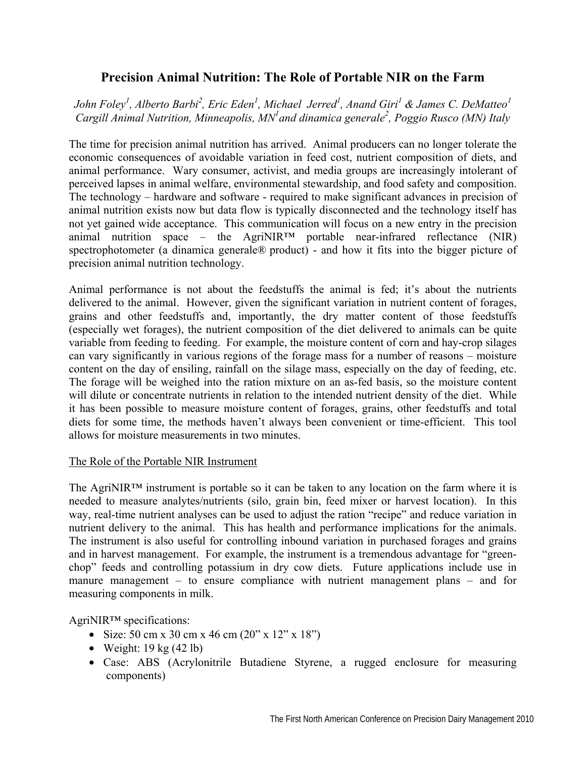# Precision Animal Nutrition: The Role of Portable NIR on the Farm

*John Foley[1], Alberto Barbi[2], Eric Eden[1], Michael Jerred[1], Anand Giri[1] & James C. DeMatteo[1]*
*Cargill Animal Nutrition, Minneapolis, MN[1] and dinamica generale[2], Poggio Rusco (MN) Italy*

The time for precision animal nutrition has arrived. Animal producers can no longer tolerate the economic consequences of avoidable variation in feed cost, nutrient composition of diets, and animal performance. Wary consumer, activist, and media groups are increasingly intolerant of perceived lapses in animal welfare, environmental stewardship, and food safety and composition. The technology – hardware and software - required to make significant advances in precision of animal nutrition exists now but data flow is typically disconnected and the technology itself has not yet gained wide acceptance. This communication will focus on a new entry in the precision animal nutrition space – the AgriNIR™ portable near-infrared reflectance (NIR) spectrophotometer (a dinamica generale® product) - and how it fits into the bigger picture of precision animal nutrition technology.

Animal performance is not about the feedstuffs the animal is fed; it's about the nutrients delivered to the animal. However, given the significant variation in nutrient content of forages, grains and other feedstuffs and, importantly, the dry matter content of those feedstuffs (especially wet forages), the nutrient composition of the diet delivered to animals can be quite variable from feeding to feeding. For example, the moisture content of corn and hay-crop silages can vary significantly in various regions of the forage mass for a number of reasons – moisture content on the day of ensiling, rainfall on the silage mass, especially on the day of feeding, etc. The forage will be weighed into the ration mixture on an as-fed basis, so the moisture content will dilute or concentrate nutrients in relation to the intended nutrient density of the diet. While it has been possible to measure moisture content of forages, grains, other feedstuffs and total diets for some time, the methods haven't always been convenient or time-efficient. This tool allows for moisture measurements in two minutes.

## The Role of the Portable NIR Instrument

The AgriNIR™ instrument is portable so it can be taken to any location on the farm where it is needed to measure analytes/nutrients (silo, grain bin, feed mixer or harvest location). In this way, real-time nutrient analyses can be used to adjust the ration "recipe" and reduce variation in nutrient delivery to the animal. This has health and performance implications for the animals. The instrument is also useful for controlling inbound variation in purchased forages and grains and in harvest management. For example, the instrument is a tremendous advantage for "green-chop" feeds and controlling potassium in dry cow diets. Future applications include use in manure management – to ensure compliance with nutrient management plans – and for measuring components in milk.

AgriNIR™ specifications:

- Size: 50 cm x 30 cm x 46 cm (20" x 12" x 18")
- Weight: 19 kg (42 lb)
- Case: ABS (Acrylonitrile Butadiene Styrene, a rugged enclosure for measuring components)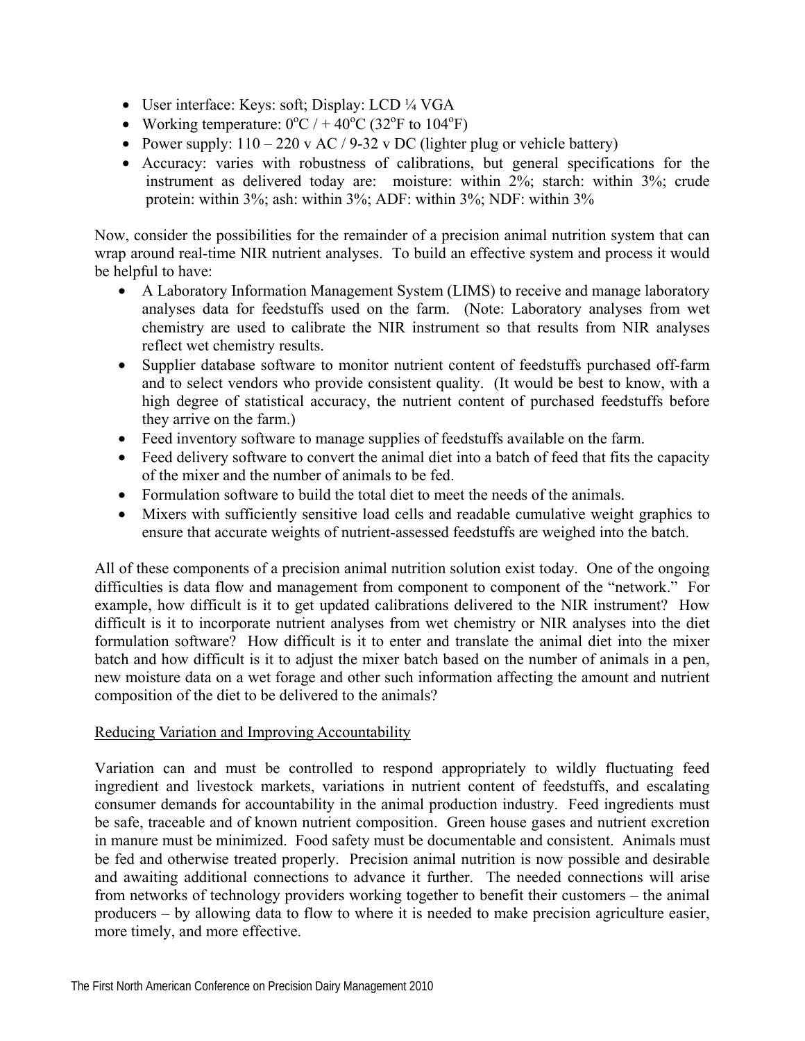- User interface: Keys: soft; Display: LCD ¼ VGA
- Working temperature: $0^{o}$C / + $40^{o}$C ($32^{o}$F to $104^{o}$F)
- Power supply: 110 – 220 v AC / 9-32 v DC (lighter plug or vehicle battery)
- Accuracy: varies with robustness of calibrations, but general specifications for the instrument as delivered today are: moisture: within 2%; starch: within 3%; crude protein: within 3%; ash: within 3%; ADF: within 3%; NDF: within 3%

Now, consider the possibilities for the remainder of a precision animal nutrition system that can wrap around real-time NIR nutrient analyses. To build an effective system and process it would be helpful to have:

- A Laboratory Information Management System (LIMS) to receive and manage laboratory analyses data for feedstuffs used on the farm. (Note: Laboratory analyses from wet chemistry are used to calibrate the NIR instrument so that results from NIR analyses reflect wet chemistry results.
- Supplier database software to monitor nutrient content of feedstuffs purchased off-farm and to select vendors who provide consistent quality. (It would be best to know, with a high degree of statistical accuracy, the nutrient content of purchased feedstuffs before they arrive on the farm.)
- Feed inventory software to manage supplies of feedstuffs available on the farm.
- Feed delivery software to convert the animal diet into a batch of feed that fits the capacity of the mixer and the number of animals to be fed.
- Formulation software to build the total diet to meet the needs of the animals.
- Mixers with sufficiently sensitive load cells and readable cumulative weight graphics to ensure that accurate weights of nutrient-assessed feedstuffs are weighed into the batch.

All of these components of a precision animal nutrition solution exist today. One of the ongoing difficulties is data flow and management from component to component of the "network." For example, how difficult is it to get updated calibrations delivered to the NIR instrument? How difficult is it to incorporate nutrient analyses from wet chemistry or NIR analyses into the diet formulation software? How difficult is it to enter and translate the animal diet into the mixer batch and how difficult is it to adjust the mixer batch based on the number of animals in a pen, new moisture data on a wet forage and other such information affecting the amount and nutrient composition of the diet to be delivered to the animals?

## Reducing Variation and Improving Accountability

Variation can and must be controlled to respond appropriately to wildly fluctuating feed ingredient and livestock markets, variations in nutrient content of feedstuffs, and escalating consumer demands for accountability in the animal production industry. Feed ingredients must be safe, traceable and of known nutrient composition. Green house gases and nutrient excretion in manure must be minimized. Food safety must be documentable and consistent. Animals must be fed and otherwise treated properly. Precision animal nutrition is now possible and desirable and awaiting additional connections to advance it further. The needed connections will arise from networks of technology providers working together to benefit their customers – the animal producers – by allowing data to flow to where it is needed to make precision agriculture easier, more timely, and more effective.